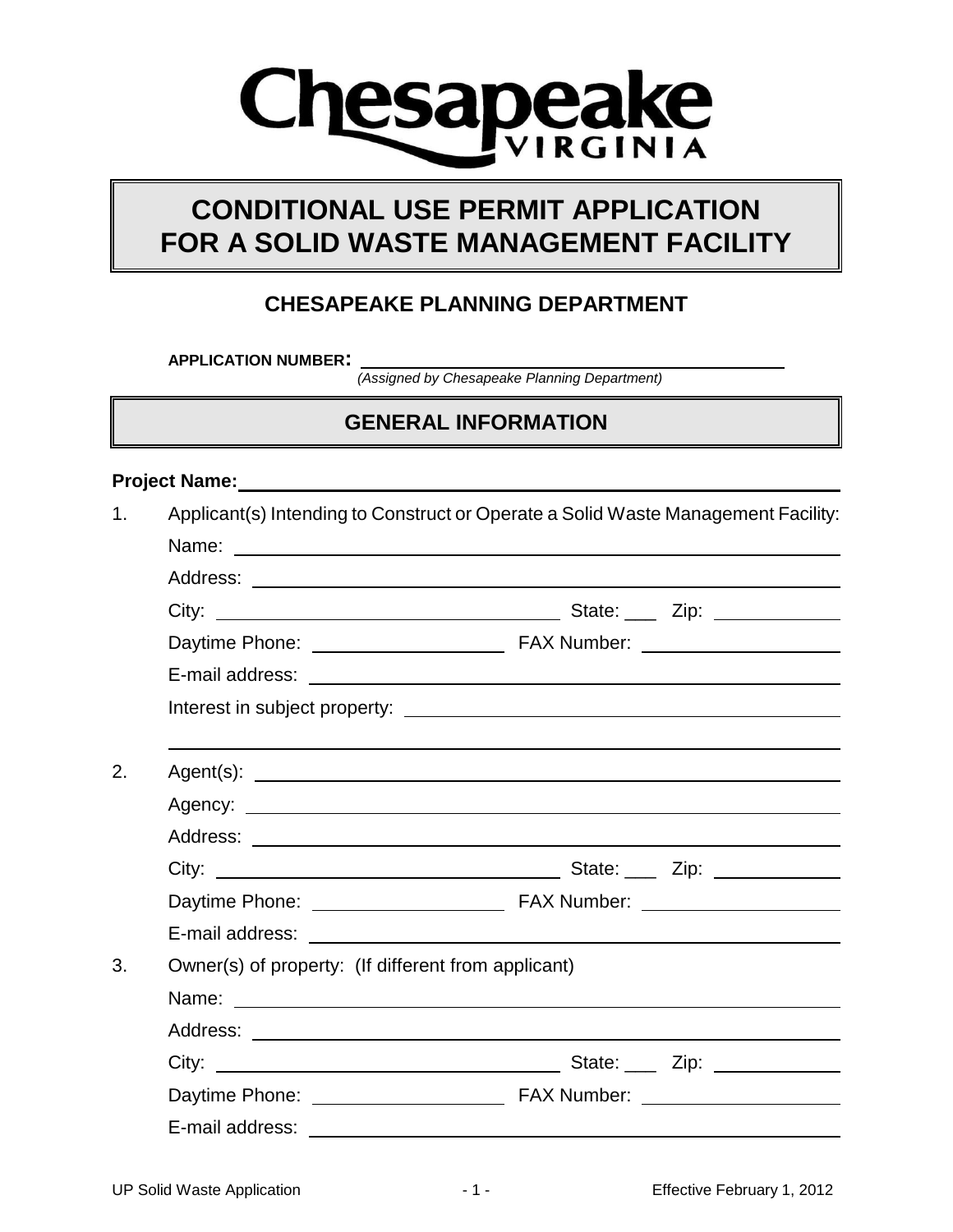# Chesapeake VIRGINIA

# CONDITIONAL USE PERMIT APPLICATION FOR A SOLID WASTE MANAGEMENT FACILITY

## CHESAPEAKE PLANNING DEPARTMENT

**APPLICATION NUMBER:** \_\_\_\_\_\_\_\_\_\_\_\_\_\_\_\_\_\_\_\_\_\_\_\_\_\_\_\_\_\_\_\_\_\_\_\_\_\_\_\_
*(Assigned by Chesapeake Planning Department)*

## GENERAL INFORMATION

**Project Name:** \_\_\_\_\_\_\_\_\_\_\_\_\_\_\_\_\_\_\_\_\_\_\_\_\_\_\_\_\_\_\_\_\_\_\_\_\_\_\_\_

1. Applicant(s) Intending to Construct or Operate a Solid Waste Management Facility:

   Name: \_\_\_\_\_\_\_\_\_\_\_\_\_\_\_\_\_\_\_\_\_\_\_\_\_\_\_\_\_\_\_\_\_\_\_\_\_\_\_\_

   Address: \_\_\_\_\_\_\_\_\_\_\_\_\_\_\_\_\_\_\_\_\_\_\_\_\_\_\_\_\_\_\_\_\_\_\_\_\_\_\_\_

   City: \_\_\_\_\_\_\_\_\_\_\_\_\_\_\_\_\_\_\_\_ State: \_\_\_ Zip: \_\_\_\_\_\_\_\_\_\_

   Daytime Phone: \_\_\_\_\_\_\_\_\_\_\_\_\_\_\_\_ FAX Number: \_\_\_\_\_\_\_\_\_\_\_\_\_\_\_\_

   E-mail address: \_\_\_\_\_\_\_\_\_\_\_\_\_\_\_\_\_\_\_\_\_\_\_\_\_\_\_\_\_\_\_\_\_\_\_\_\_\_\_\_

   Interest in subject property: \_\_\_\_\_\_\_\_\_\_\_\_\_\_\_\_\_\_\_\_\_\_\_\_\_\_\_\_\_\_\_\_\_\_\_\_\_\_\_\_

   \_\_\_\_\_\_\_\_\_\_\_\_\_\_\_\_\_\_\_\_\_\_\_\_\_\_\_\_\_\_\_\_\_\_\_\_\_\_\_\_

2. Agent(s): \_\_\_\_\_\_\_\_\_\_\_\_\_\_\_\_\_\_\_\_\_\_\_\_\_\_\_\_\_\_\_\_\_\_\_\_\_\_\_\_

   Agency: \_\_\_\_\_\_\_\_\_\_\_\_\_\_\_\_\_\_\_\_\_\_\_\_\_\_\_\_\_\_\_\_\_\_\_\_\_\_\_\_

   Address: \_\_\_\_\_\_\_\_\_\_\_\_\_\_\_\_\_\_\_\_\_\_\_\_\_\_\_\_\_\_\_\_\_\_\_\_\_\_\_\_

   City: \_\_\_\_\_\_\_\_\_\_\_\_\_\_\_\_\_\_\_\_ State: \_\_\_ Zip: \_\_\_\_\_\_\_\_\_\_

   Daytime Phone: \_\_\_\_\_\_\_\_\_\_\_\_\_\_\_\_ FAX Number: \_\_\_\_\_\_\_\_\_\_\_\_\_\_\_\_

   E-mail address: \_\_\_\_\_\_\_\_\_\_\_\_\_\_\_\_\_\_\_\_\_\_\_\_\_\_\_\_\_\_\_\_\_\_\_\_\_\_\_\_

3. Owner(s) of property: (If different from applicant)

   Name: \_\_\_\_\_\_\_\_\_\_\_\_\_\_\_\_\_\_\_\_\_\_\_\_\_\_\_\_\_\_\_\_\_\_\_\_\_\_\_\_

   Address: \_\_\_\_\_\_\_\_\_\_\_\_\_\_\_\_\_\_\_\_\_\_\_\_\_\_\_\_\_\_\_\_\_\_\_\_\_\_\_\_

   City: \_\_\_\_\_\_\_\_\_\_\_\_\_\_\_\_\_\_\_\_ State: \_\_\_ Zip: \_\_\_\_\_\_\_\_\_\_

   Daytime Phone: \_\_\_\_\_\_\_\_\_\_\_\_\_\_\_\_ FAX Number: \_\_\_\_\_\_\_\_\_\_\_\_\_\_\_\_

   E-mail address: \_\_\_\_\_\_\_\_\_\_\_\_\_\_\_\_\_\_\_\_\_\_\_\_\_\_\_\_\_\_\_\_\_\_\_\_\_\_\_\_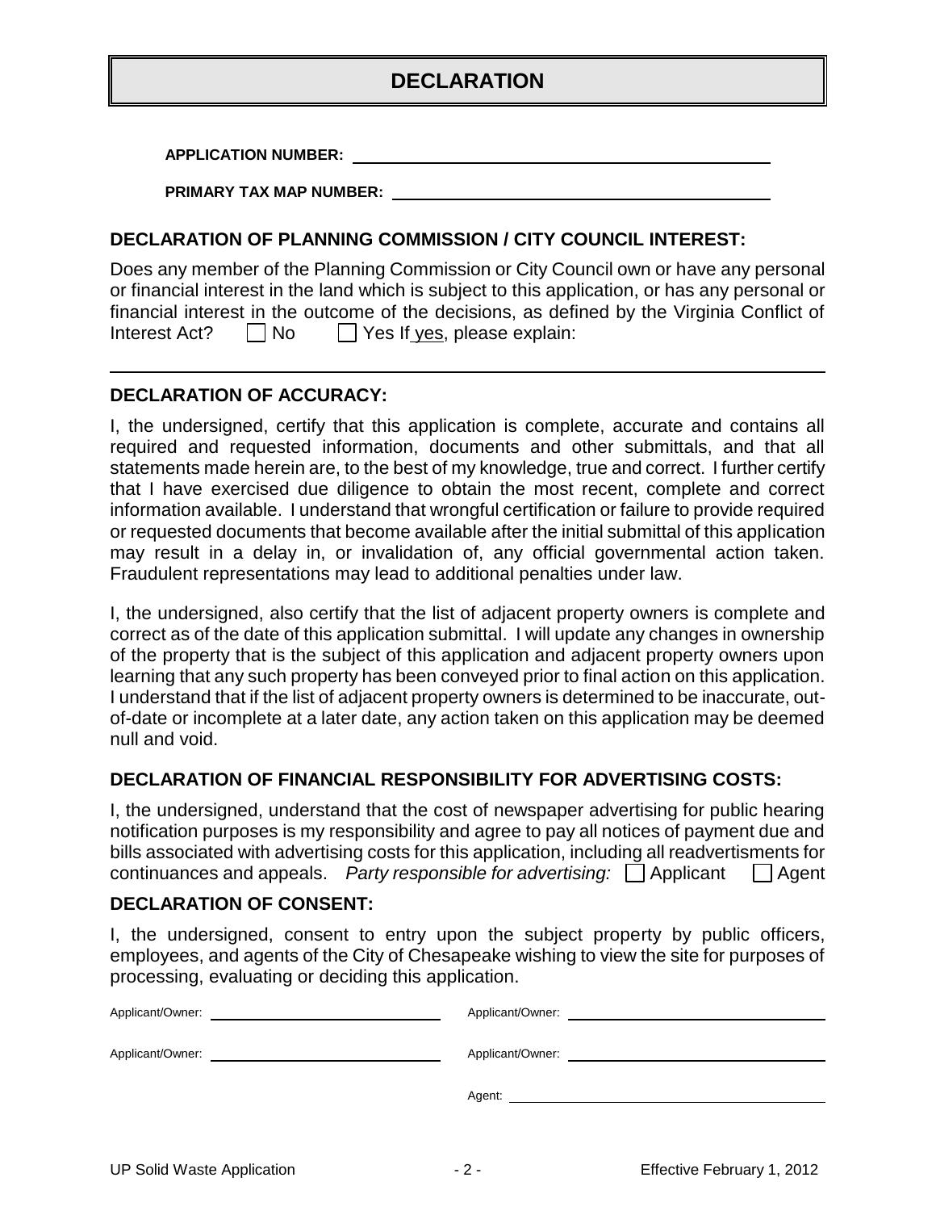# DECLARATION

**APPLICATION NUMBER:** ______________________________

**PRIMARY TAX MAP NUMBER:** ______________________________

## DECLARATION OF PLANNING COMMISSION / CITY COUNCIL INTEREST:

Does any member of the Planning Commission or City Council own or have any personal or financial interest in the land which is subject to this application, or has any personal or financial interest in the outcome of the decisions, as defined by the Virginia Conflict of Interest Act? ☐ No ☐ Yes If yes, please explain:

______________________________________________________________________

## DECLARATION OF ACCURACY:

I, the undersigned, certify that this application is complete, accurate and contains all required and requested information, documents and other submittals, and that all statements made herein are, to the best of my knowledge, true and correct. I further certify that I have exercised due diligence to obtain the most recent, complete and correct information available. I understand that wrongful certification or failure to provide required or requested documents that become available after the initial submittal of this application may result in a delay in, or invalidation of, any official governmental action taken. Fraudulent representations may lead to additional penalties under law.

I, the undersigned, also certify that the list of adjacent property owners is complete and correct as of the date of this application submittal. I will update any changes in ownership of the property that is the subject of this application and adjacent property owners upon learning that any such property has been conveyed prior to final action on this application. I understand that if the list of adjacent property owners is determined to be inaccurate, out-of-date or incomplete at a later date, any action taken on this application may be deemed null and void.

## DECLARATION OF FINANCIAL RESPONSIBILITY FOR ADVERTISING COSTS:

I, the undersigned, understand that the cost of newspaper advertising for public hearing notification purposes is my responsibility and agree to pay all notices of payment due and bills associated with advertising costs for this application, including all readvertisments for continuances and appeals. *Party responsible for advertising:* ☐ Applicant ☐ Agent

## DECLARATION OF CONSENT:

I, the undersigned, consent to entry upon the subject property by public officers, employees, and agents of the City of Chesapeake wishing to view the site for purposes of processing, evaluating or deciding this application.

Applicant/Owner: ______________________ Applicant/Owner: ______________________

Applicant/Owner: ______________________ Applicant/Owner: ______________________

Agent: ______________________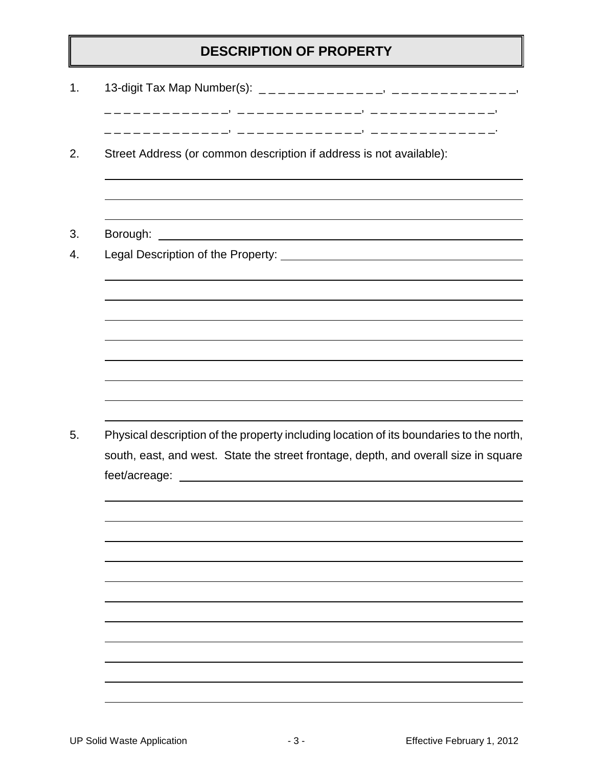# DESCRIPTION OF PROPERTY

1. 13-digit Tax Map Number(s): _ _ _ _ _ _ _ _ _ _ _ _ _ _, _ _ _ _ _ _ _ _ _ _ _ _ _ _,
   _ _ _ _ _ _ _ _ _ _ _ _ _ _, _ _ _ _ _ _ _ _ _ _ _ _ _ _, _ _ _ _ _ _ _ _ _ _ _ _ _ _,
   _ _ _ _ _ _ _ _ _ _ _ _ _ _, _ _ _ _ _ _ _ _ _ _ _ _ _ _, _ _ _ _ _ _ _ _ _ _ _ _ _ _.

2. Street Address (or common description if address is not available): ______________________________________________

   ______________________________________________

   ______________________________________________

3. Borough: ______________________________________________

4. Legal Description of the Property: ______________________________________________

   ______________________________________________

   ______________________________________________

   ______________________________________________

   ______________________________________________

   ______________________________________________

   ______________________________________________

   ______________________________________________

   ______________________________________________

5. Physical description of the property including location of its boundaries to the north, south, east, and west. State the street frontage, depth, and overall size in square feet/acreage: ______________________________________________

   ______________________________________________

   ______________________________________________

   ______________________________________________

   ______________________________________________

   ______________________________________________

   ______________________________________________

   ______________________________________________

   ______________________________________________

   ______________________________________________

   ______________________________________________

   ______________________________________________

   ______________________________________________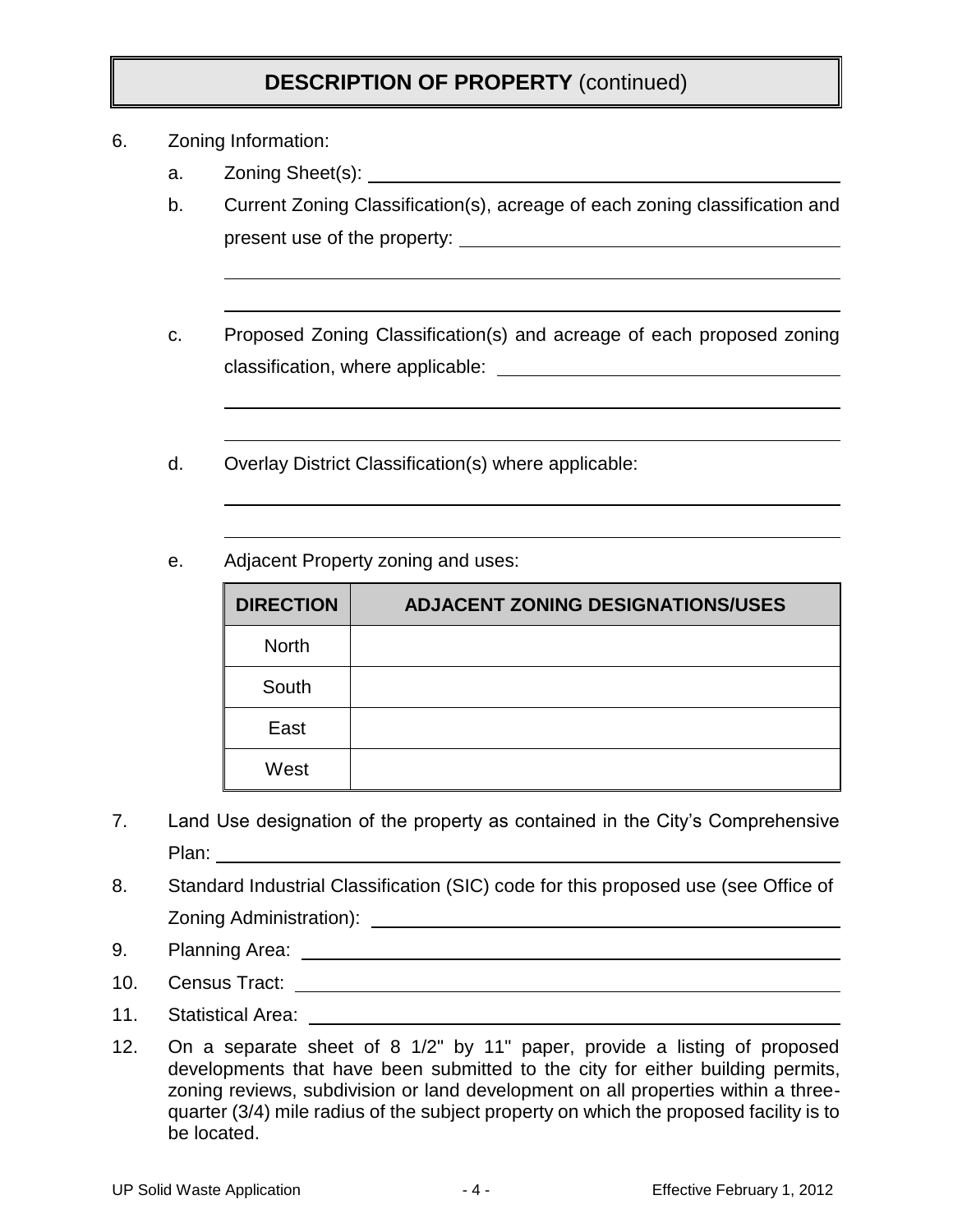## **DESCRIPTION OF PROPERTY** (continued)

6. Zoning Information:

   a. Zoning Sheet(s): \_\_\_\_\_\_\_\_\_\_\_\_\_\_\_\_\_\_\_\_\_\_\_\_\_\_\_\_\_\_\_\_

   b. Current Zoning Classification(s), acreage of each zoning classification and present use of the property: \_\_\_\_\_\_\_\_\_\_\_\_\_\_\_\_\_\_\_\_\_\_\_\_\_\_\_\_\_\_\_\_

   c. Proposed Zoning Classification(s) and acreage of each proposed zoning classification, where applicable: \_\_\_\_\_\_\_\_\_\_\_\_\_\_\_\_\_\_\_\_\_\_\_\_\_\_\_\_\_\_\_\_

   d. Overlay District Classification(s) where applicable:

   e. Adjacent Property zoning and uses:

| DIRECTION | ADJACENT ZONING DESIGNATIONS/USES |
|---|---|
| North | |
| South | |
| East | |
| West | |

7. Land Use designation of the property as contained in the City's Comprehensive Plan: \_\_\_\_\_\_\_\_\_\_\_\_\_\_\_\_\_\_\_\_\_\_\_\_\_\_\_\_\_\_\_\_

8. Standard Industrial Classification (SIC) code for this proposed use (see Office of Zoning Administration): \_\_\_\_\_\_\_\_\_\_\_\_\_\_\_\_\_\_\_\_\_\_\_\_\_\_\_\_\_\_\_\_

9. Planning Area: \_\_\_\_\_\_\_\_\_\_\_\_\_\_\_\_\_\_\_\_\_\_\_\_\_\_\_\_\_\_\_\_

10. Census Tract: \_\_\_\_\_\_\_\_\_\_\_\_\_\_\_\_\_\_\_\_\_\_\_\_\_\_\_\_\_\_\_\_

11. Statistical Area: \_\_\_\_\_\_\_\_\_\_\_\_\_\_\_\_\_\_\_\_\_\_\_\_\_\_\_\_\_\_\_\_

12. On a separate sheet of 8 1/2" by 11" paper, provide a listing of proposed developments that have been submitted to the city for either building permits, zoning reviews, subdivision or land development on all properties within a three-quarter (3/4) mile radius of the subject property on which the proposed facility is to be located.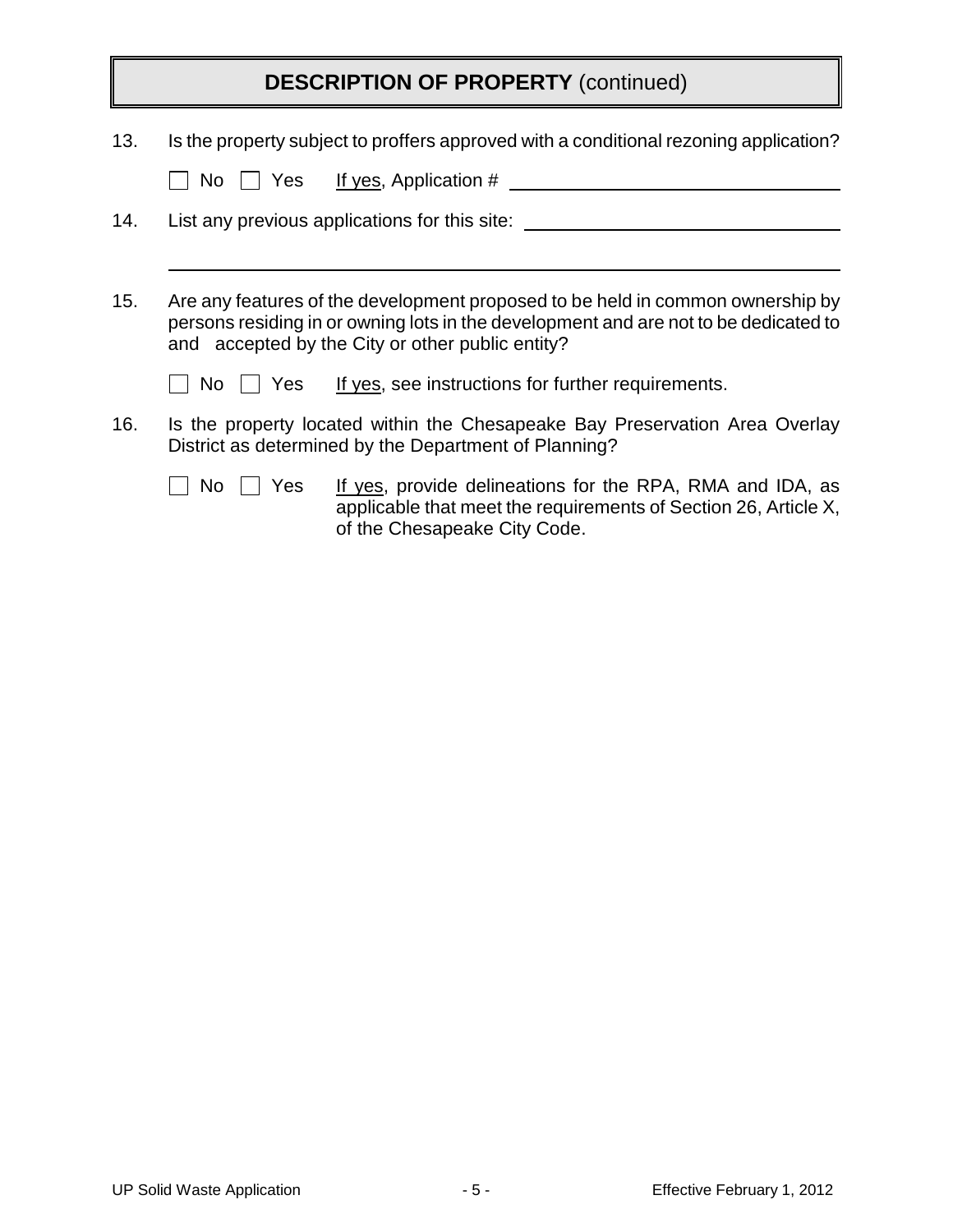## DESCRIPTION OF PROPERTY (continued)

13. Is the property subject to proffers approved with a conditional rezoning application?

    ☐ No ☐ Yes  If yes, Application # ________________________________

14. List any previous applications for this site: ______________________________

    ________________________________________________________________

15. Are any features of the development proposed to be held in common ownership by persons residing in or owning lots in the development and are not to be dedicated to and accepted by the City or other public entity?

    ☐ No ☐ Yes  If yes, see instructions for further requirements.

16. Is the property located within the Chesapeake Bay Preservation Area Overlay District as determined by the Department of Planning?

    ☐ No ☐ Yes  If yes, provide delineations for the RPA, RMA and IDA, as applicable that meet the requirements of Section 26, Article X, of the Chesapeake City Code.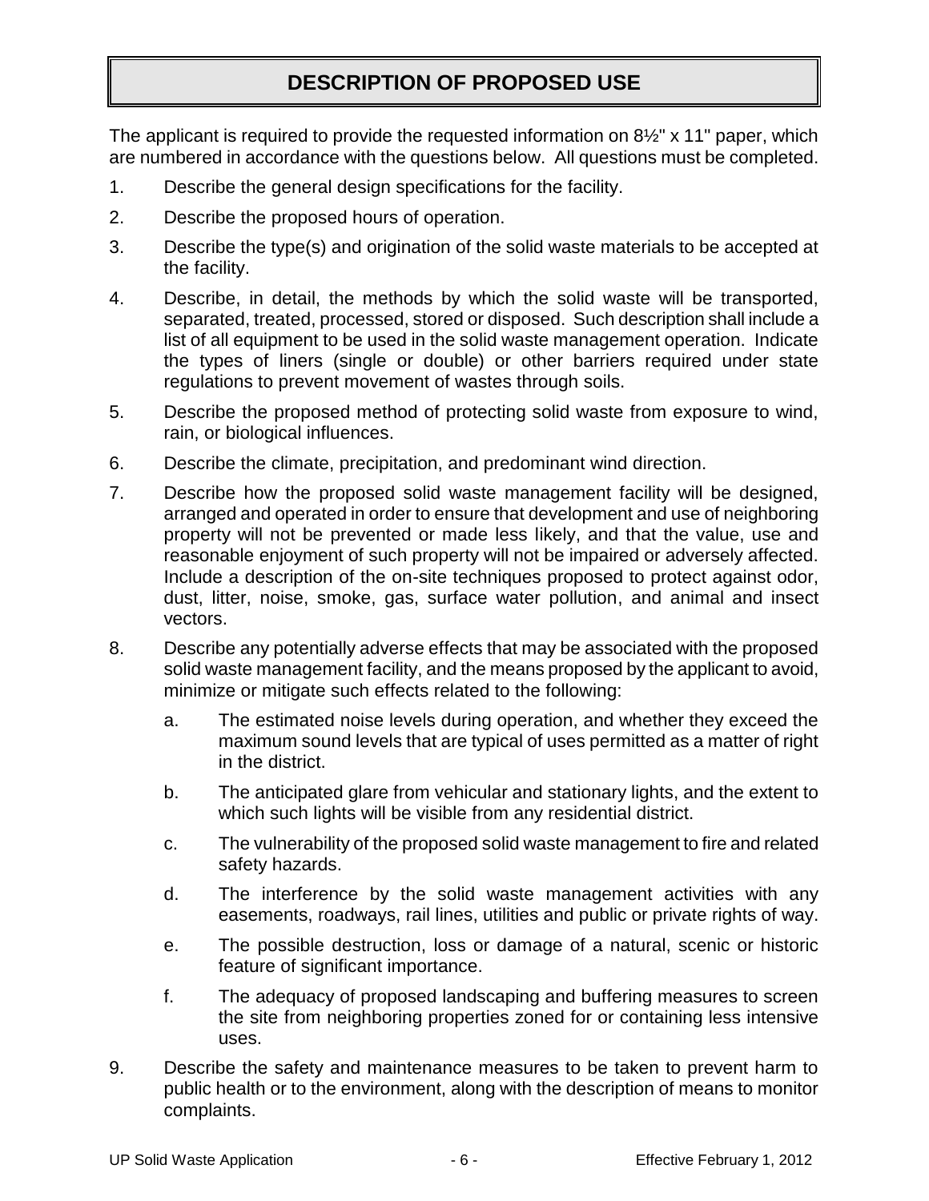# DESCRIPTION OF PROPOSED USE

The applicant is required to provide the requested information on 8½" x 11" paper, which are numbered in accordance with the questions below. All questions must be completed.

1. Describe the general design specifications for the facility.
2. Describe the proposed hours of operation.
3. Describe the type(s) and origination of the solid waste materials to be accepted at the facility.
4. Describe, in detail, the methods by which the solid waste will be transported, separated, treated, processed, stored or disposed. Such description shall include a list of all equipment to be used in the solid waste management operation. Indicate the types of liners (single or double) or other barriers required under state regulations to prevent movement of wastes through soils.
5. Describe the proposed method of protecting solid waste from exposure to wind, rain, or biological influences.
6. Describe the climate, precipitation, and predominant wind direction.
7. Describe how the proposed solid waste management facility will be designed, arranged and operated in order to ensure that development and use of neighboring property will not be prevented or made less likely, and that the value, use and reasonable enjoyment of such property will not be impaired or adversely affected. Include a description of the on-site techniques proposed to protect against odor, dust, litter, noise, smoke, gas, surface water pollution, and animal and insect vectors.
8. Describe any potentially adverse effects that may be associated with the proposed solid waste management facility, and the means proposed by the applicant to avoid, minimize or mitigate such effects related to the following:
   a. The estimated noise levels during operation, and whether they exceed the maximum sound levels that are typical of uses permitted as a matter of right in the district.
   b. The anticipated glare from vehicular and stationary lights, and the extent to which such lights will be visible from any residential district.
   c. The vulnerability of the proposed solid waste management to fire and related safety hazards.
   d. The interference by the solid waste management activities with any easements, roadways, rail lines, utilities and public or private rights of way.
   e. The possible destruction, loss or damage of a natural, scenic or historic feature of significant importance.
   f. The adequacy of proposed landscaping and buffering measures to screen the site from neighboring properties zoned for or containing less intensive uses.
9. Describe the safety and maintenance measures to be taken to prevent harm to public health or to the environment, along with the description of means to monitor complaints.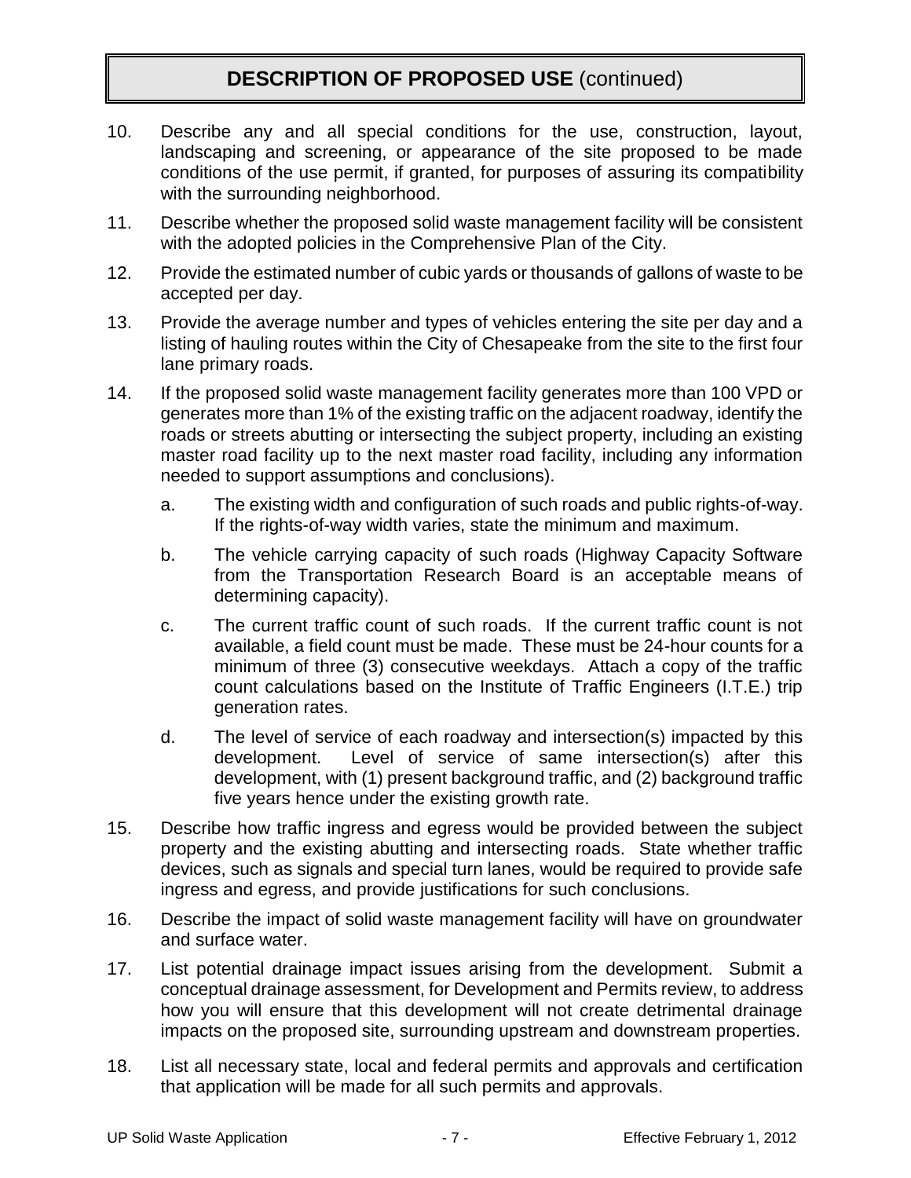## **DESCRIPTION OF PROPOSED USE** (continued)

10. Describe any and all special conditions for the use, construction, layout, landscaping and screening, or appearance of the site proposed to be made conditions of the use permit, if granted, for purposes of assuring its compatibility with the surrounding neighborhood.

11. Describe whether the proposed solid waste management facility will be consistent with the adopted policies in the Comprehensive Plan of the City.

12. Provide the estimated number of cubic yards or thousands of gallons of waste to be accepted per day.

13. Provide the average number and types of vehicles entering the site per day and a listing of hauling routes within the City of Chesapeake from the site to the first four lane primary roads.

14. If the proposed solid waste management facility generates more than 100 VPD or generates more than 1% of the existing traffic on the adjacent roadway, identify the roads or streets abutting or intersecting the subject property, including an existing master road facility up to the next master road facility, including any information needed to support assumptions and conclusions).

    a. The existing width and configuration of such roads and public rights-of-way. If the rights-of-way width varies, state the minimum and maximum.

    b. The vehicle carrying capacity of such roads (Highway Capacity Software from the Transportation Research Board is an acceptable means of determining capacity).

    c. The current traffic count of such roads. If the current traffic count is not available, a field count must be made. These must be 24-hour counts for a minimum of three (3) consecutive weekdays. Attach a copy of the traffic count calculations based on the Institute of Traffic Engineers (I.T.E.) trip generation rates.

    d. The level of service of each roadway and intersection(s) impacted by this development. Level of service of same intersection(s) after this development, with (1) present background traffic, and (2) background traffic five years hence under the existing growth rate.

15. Describe how traffic ingress and egress would be provided between the subject property and the existing abutting and intersecting roads. State whether traffic devices, such as signals and special turn lanes, would be required to provide safe ingress and egress, and provide justifications for such conclusions.

16. Describe the impact of solid waste management facility will have on groundwater and surface water.

17. List potential drainage impact issues arising from the development. Submit a conceptual drainage assessment, for Development and Permits review, to address how you will ensure that this development will not create detrimental drainage impacts on the proposed site, surrounding upstream and downstream properties.

18. List all necessary state, local and federal permits and approvals and certification that application will be made for all such permits and approvals.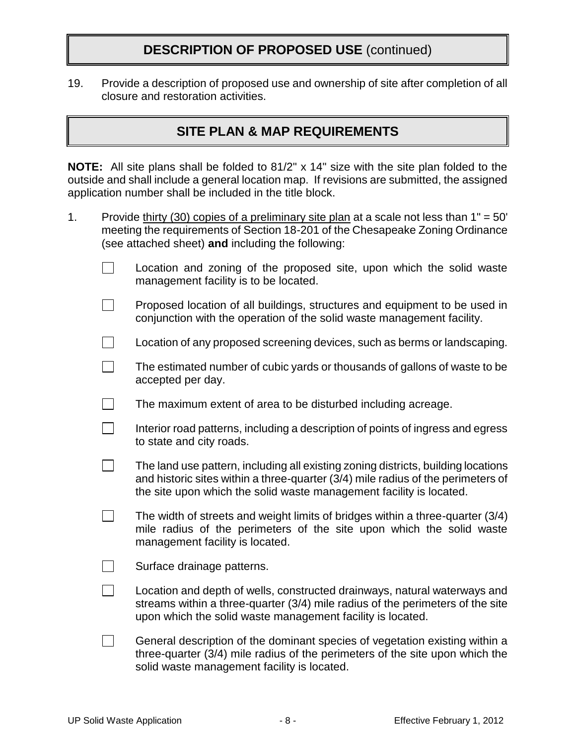## **DESCRIPTION OF PROPOSED USE** (continued)

19. Provide a description of proposed use and ownership of site after completion of all closure and restoration activities.

## SITE PLAN & MAP REQUIREMENTS

**NOTE:** All site plans shall be folded to 81/2" x 14" size with the site plan folded to the outside and shall include a general location map. If revisions are submitted, the assigned application number shall be included in the title block.

1. Provide thirty (30) copies of a preliminary site plan at a scale not less than 1" = 50' meeting the requirements of Section 18-201 of the Chesapeake Zoning Ordinance (see attached sheet) **and** including the following:

   - [ ] Location and zoning of the proposed site, upon which the solid waste management facility is to be located.
   - [ ] Proposed location of all buildings, structures and equipment to be used in conjunction with the operation of the solid waste management facility.
   - [ ] Location of any proposed screening devices, such as berms or landscaping.
   - [ ] The estimated number of cubic yards or thousands of gallons of waste to be accepted per day.
   - [ ] The maximum extent of area to be disturbed including acreage.
   - [ ] Interior road patterns, including a description of points of ingress and egress to state and city roads.
   - [ ] The land use pattern, including all existing zoning districts, building locations and historic sites within a three-quarter (3/4) mile radius of the perimeters of the site upon which the solid waste management facility is located.
   - [ ] The width of streets and weight limits of bridges within a three-quarter (3/4) mile radius of the perimeters of the site upon which the solid waste management facility is located.
   - [ ] Surface drainage patterns.
   - [ ] Location and depth of wells, constructed drainways, natural waterways and streams within a three-quarter (3/4) mile radius of the perimeters of the site upon which the solid waste management facility is located.
   - [ ] General description of the dominant species of vegetation existing within a three-quarter (3/4) mile radius of the perimeters of the site upon which the solid waste management facility is located.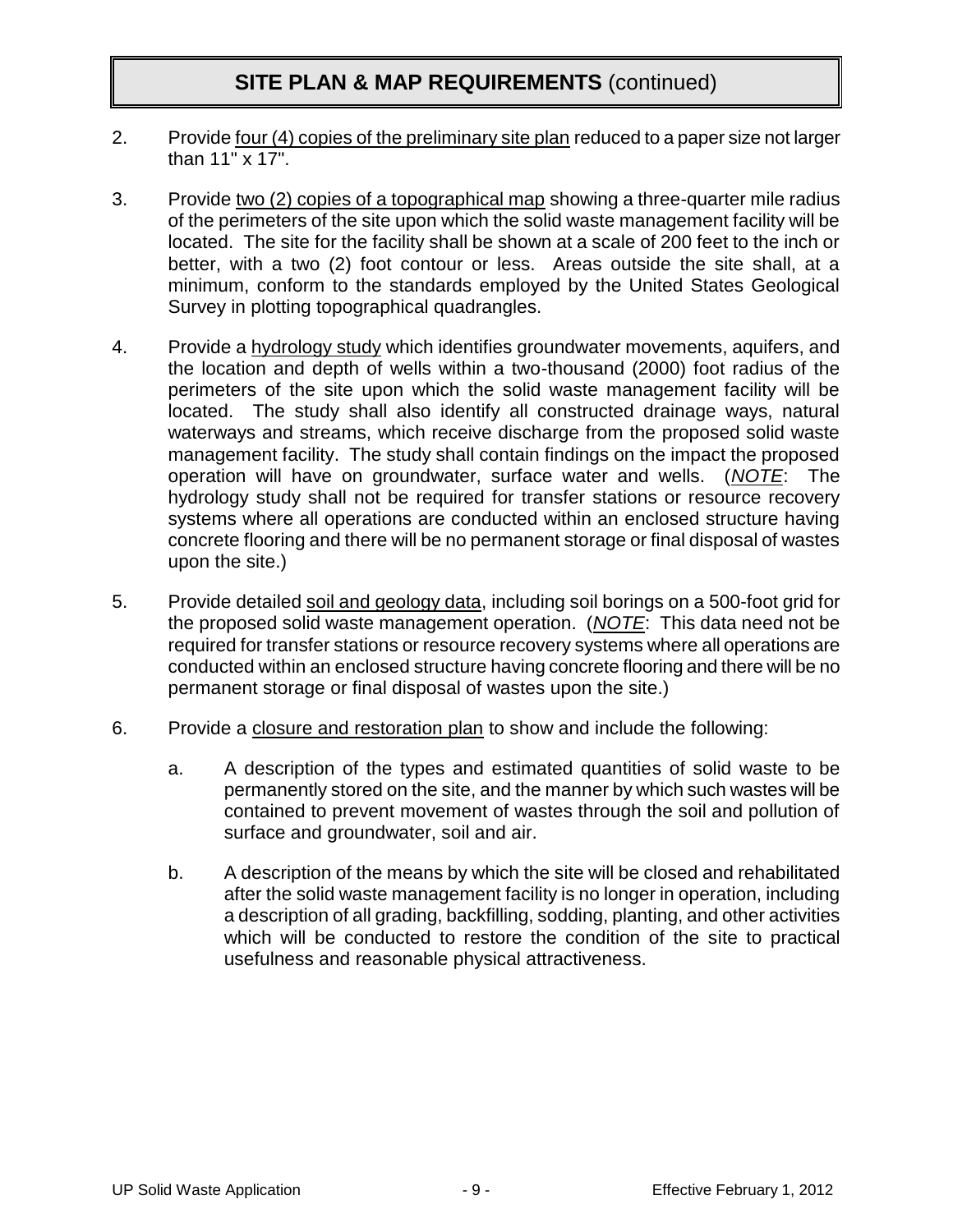## SITE PLAN & MAP REQUIREMENTS (continued)

2. Provide <u>four (4) copies of the preliminary site plan</u> reduced to a paper size not larger than 11" x 17".

3. Provide <u>two (2) copies of a topographical map</u> showing a three-quarter mile radius of the perimeters of the site upon which the solid waste management facility will be located. The site for the facility shall be shown at a scale of 200 feet to the inch or better, with a two (2) foot contour or less. Areas outside the site shall, at a minimum, conform to the standards employed by the United States Geological Survey in plotting topographical quadrangles.

4. Provide a <u>hydrology study</u> which identifies groundwater movements, aquifers, and the location and depth of wells within a two-thousand (2000) foot radius of the perimeters of the site upon which the solid waste management facility will be located. The study shall also identify all constructed drainage ways, natural waterways and streams, which receive discharge from the proposed solid waste management facility. The study shall contain findings on the impact the proposed operation will have on groundwater, surface water and wells. (*<u>NOTE</u>*: The hydrology study shall not be required for transfer stations or resource recovery systems where all operations are conducted within an enclosed structure having concrete flooring and there will be no permanent storage or final disposal of wastes upon the site.)

5. Provide detailed <u>soil and geology data</u>, including soil borings on a 500-foot grid for the proposed solid waste management operation. (*<u>NOTE</u>*: This data need not be required for transfer stations or resource recovery systems where all operations are conducted within an enclosed structure having concrete flooring and there will be no permanent storage or final disposal of wastes upon the site.)

6. Provide a <u>closure and restoration plan</u> to show and include the following:

   a. A description of the types and estimated quantities of solid waste to be permanently stored on the site, and the manner by which such wastes will be contained to prevent movement of wastes through the soil and pollution of surface and groundwater, soil and air.

   b. A description of the means by which the site will be closed and rehabilitated after the solid waste management facility is no longer in operation, including a description of all grading, backfilling, sodding, planting, and other activities which will be conducted to restore the condition of the site to practical usefulness and reasonable physical attractiveness.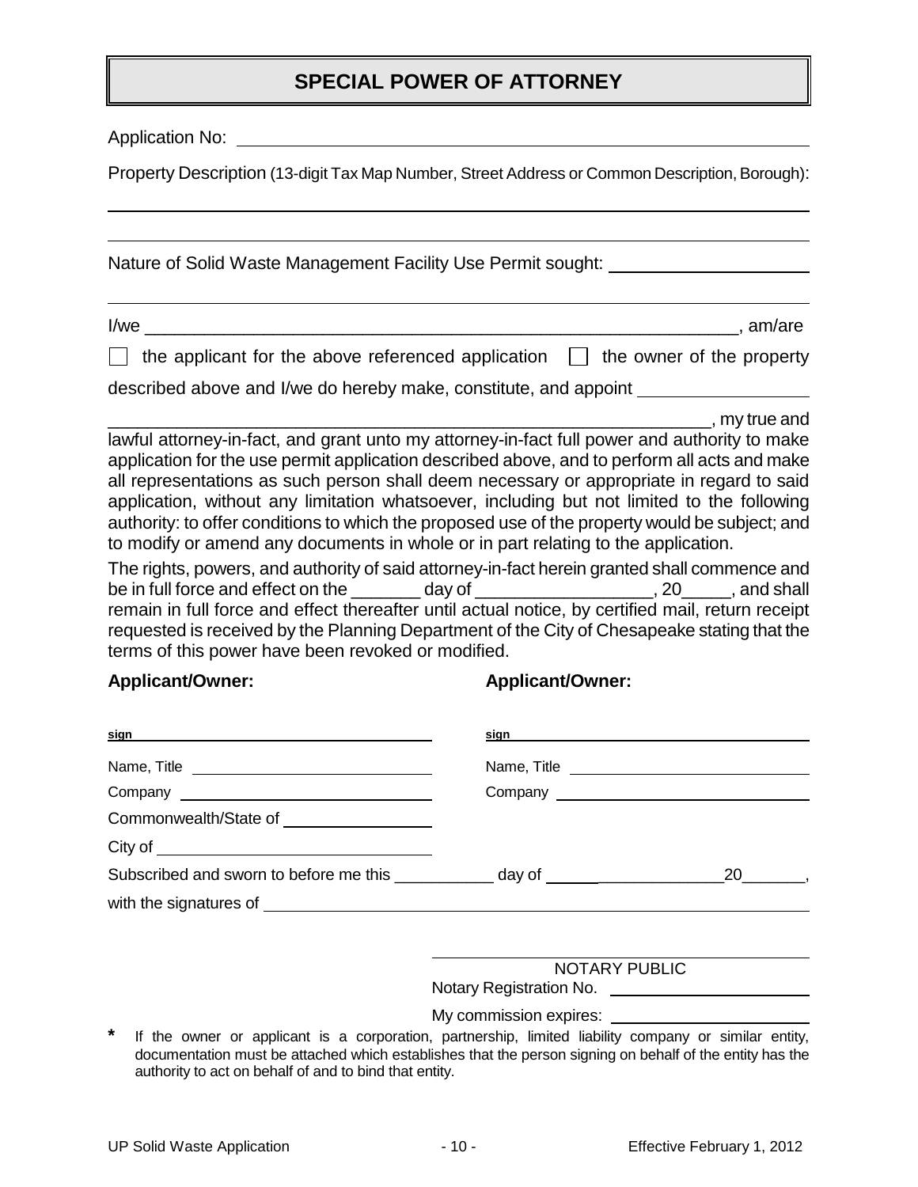# SPECIAL POWER OF ATTORNEY

Application No: ______________________________

Property Description (13-digit Tax Map Number, Street Address or Common Description, Borough):

______________________________

______________________________

Nature of Solid Waste Management Facility Use Permit sought: ______________________________

______________________________

I/we ____________________________________________________________, am/are

☐ the applicant for the above referenced application ☐ the owner of the property

described above and I/we do hereby make, constitute, and appoint ____________________

____________________________________________________________, my true and lawful attorney-in-fact, and grant unto my attorney-in-fact full power and authority to make application for the use permit application described above, and to perform all acts and make all representations as such person shall deem necessary or appropriate in regard to said application, without any limitation whatsoever, including but not limited to the following authority: to offer conditions to which the proposed use of the property would be subject; and to modify or amend any documents in whole or in part relating to the application.

The rights, powers, and authority of said attorney-in-fact herein granted shall commence and be in full force and effect on the _______ day of __________________, 20_____, and shall remain in full force and effect thereafter until actual notice, by certified mail, return receipt requested is received by the Planning Department of the City of Chesapeake stating that the terms of this power have been revoked or modified.

**Applicant/Owner:**

sign ______________________________

Name, Title ______________________________

Company ______________________________

**Applicant/Owner:**

sign ______________________________

Name, Title ______________________________

Company ______________________________

Commonwealth/State of ____________________

City of ______________________________

Subscribed and sworn to before me this ___________ day of ____________________ 20_______,

with the signatures of ______________________________

______________________________
NOTARY PUBLIC

Notary Registration No. ______________________

My commission expires: ______________________

\* If the owner or applicant is a corporation, partnership, limited liability company or similar entity, documentation must be attached which establishes that the person signing on behalf of the entity has the authority to act on behalf of and to bind that entity.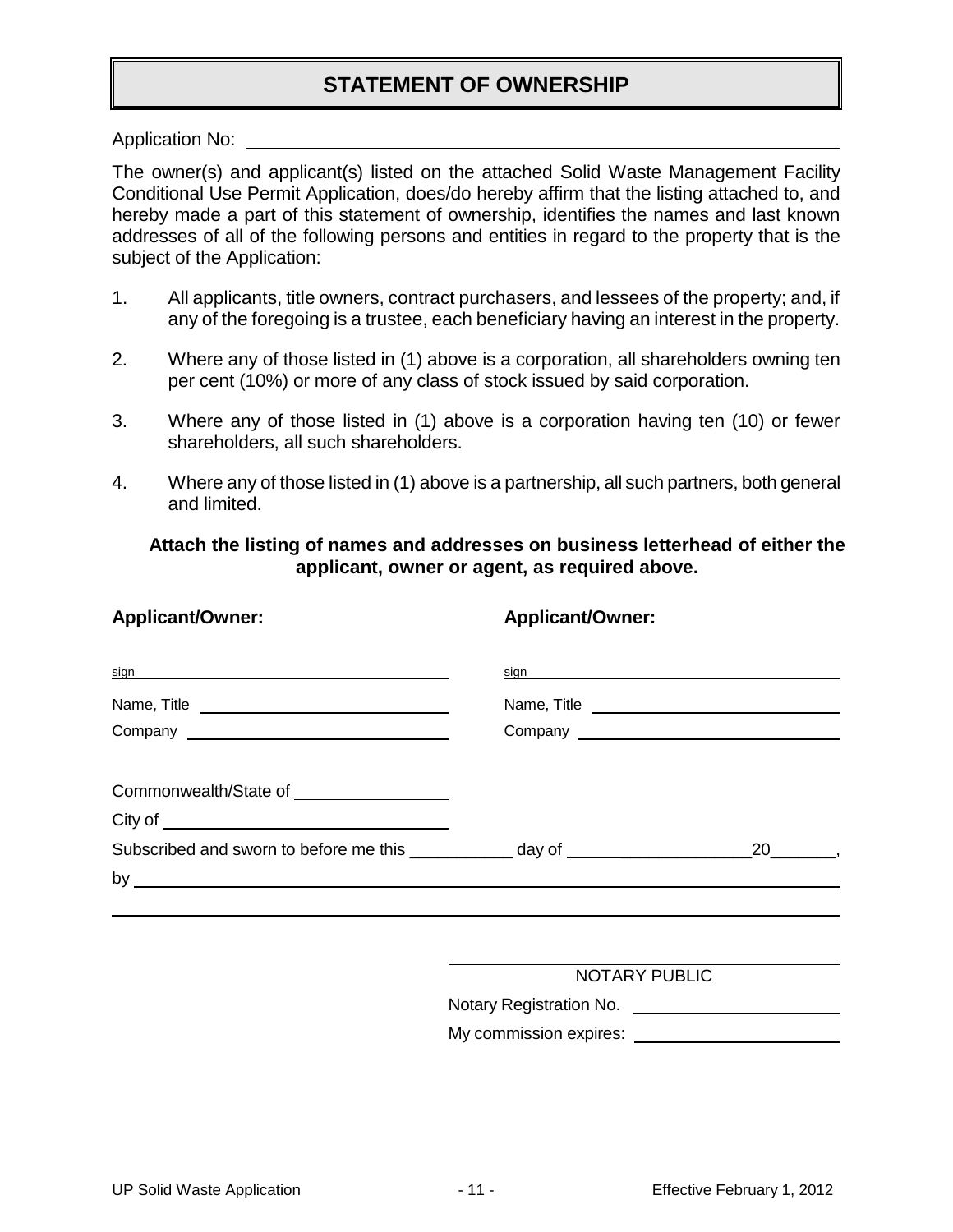# STATEMENT OF OWNERSHIP

Application No: ______________________________

The owner(s) and applicant(s) listed on the attached Solid Waste Management Facility Conditional Use Permit Application, does/do hereby affirm that the listing attached to, and hereby made a part of this statement of ownership, identifies the names and last known addresses of all of the following persons and entities in regard to the property that is the subject of the Application:

1. All applicants, title owners, contract purchasers, and lessees of the property; and, if any of the foregoing is a trustee, each beneficiary having an interest in the property.

2. Where any of those listed in (1) above is a corporation, all shareholders owning ten per cent (10%) or more of any class of stock issued by said corporation.

3. Where any of those listed in (1) above is a corporation having ten (10) or fewer shareholders, all such shareholders.

4. Where any of those listed in (1) above is a partnership, all such partners, both general and limited.

**Attach the listing of names and addresses on business letterhead of either the applicant, owner or agent, as required above.**

**Applicant/Owner:**

sign ______________________________

Name, Title ______________________________

Company ______________________________

**Applicant/Owner:**

sign ______________________________

Name, Title ______________________________

Company ______________________________

Commonwealth/State of ____________________

City of ______________________________

Subscribed and sworn to before me this ___________ day of ____________________ 20_______,

by ______________________________

______________________________

NOTARY PUBLIC

Notary Registration No. ______________________

My commission expires: ______________________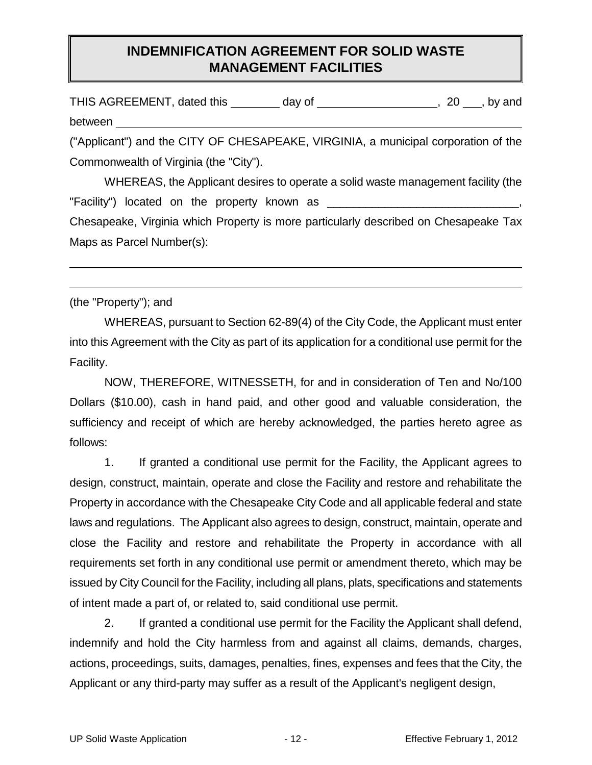# INDEMNIFICATION AGREEMENT FOR SOLID WASTE MANAGEMENT FACILITIES

THIS AGREEMENT, dated this ________ day of __________________, 20 ___, by and between ______________________________________________________________ ("Applicant") and the CITY OF CHESAPEAKE, VIRGINIA, a municipal corporation of the Commonwealth of Virginia (the "City").

WHEREAS, the Applicant desires to operate a solid waste management facility (the "Facility") located on the property known as ______________________________, Chesapeake, Virginia which Property is more particularly described on Chesapeake Tax Maps as Parcel Number(s):

______________________________________________________________

______________________________________________________________

(the "Property"); and

WHEREAS, pursuant to Section 62-89(4) of the City Code, the Applicant must enter into this Agreement with the City as part of its application for a conditional use permit for the Facility.

NOW, THEREFORE, WITNESSETH, for and in consideration of Ten and No/100 Dollars ($10.00), cash in hand paid, and other good and valuable consideration, the sufficiency and receipt of which are hereby acknowledged, the parties hereto agree as follows:

1. If granted a conditional use permit for the Facility, the Applicant agrees to design, construct, maintain, operate and close the Facility and restore and rehabilitate the Property in accordance with the Chesapeake City Code and all applicable federal and state laws and regulations. The Applicant also agrees to design, construct, maintain, operate and close the Facility and restore and rehabilitate the Property in accordance with all requirements set forth in any conditional use permit or amendment thereto, which may be issued by City Council for the Facility, including all plans, plats, specifications and statements of intent made a part of, or related to, said conditional use permit.

2. If granted a conditional use permit for the Facility the Applicant shall defend, indemnify and hold the City harmless from and against all claims, demands, charges, actions, proceedings, suits, damages, penalties, fines, expenses and fees that the City, the Applicant or any third-party may suffer as a result of the Applicant's negligent design,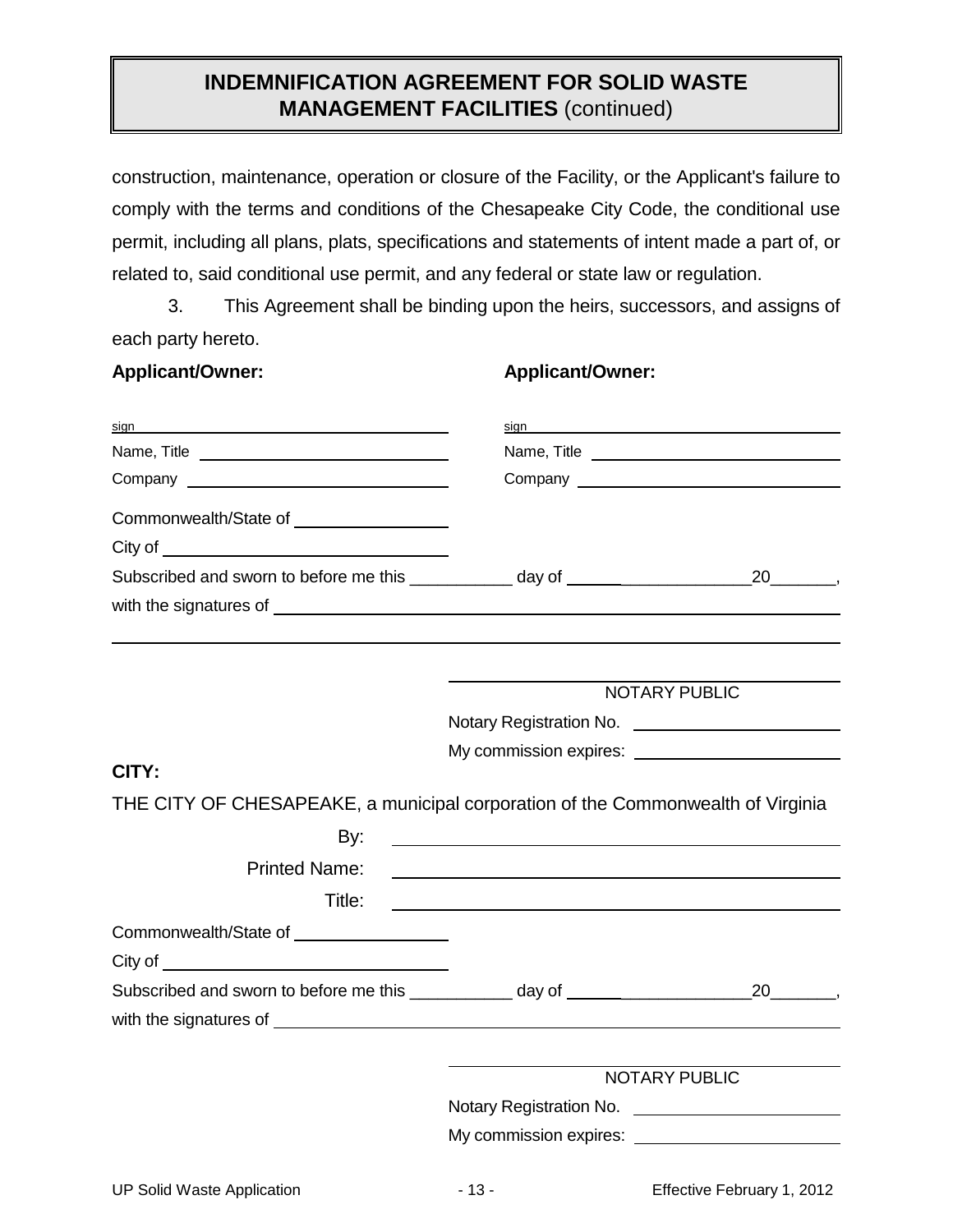# INDEMNIFICATION AGREEMENT FOR SOLID WASTE MANAGEMENT FACILITIES (continued)

construction, maintenance, operation or closure of the Facility, or the Applicant's failure to comply with the terms and conditions of the Chesapeake City Code, the conditional use permit, including all plans, plats, specifications and statements of intent made a part of, or related to, said conditional use permit, and any federal or state law or regulation.

3. This Agreement shall be binding upon the heirs, successors, and assigns of each party hereto.

**Applicant/Owner:**

sign ________________________________________

Name, Title ___________________________________

Company ____________________________________

**Applicant/Owner:**

sign ________________________________________

Name, Title ___________________________________

Company ____________________________________

Commonwealth/State of _________________

City of ______________________________

Subscribed and sworn to before me this ___________ day of ____________________ 20_______, with the signatures of ______________________________________________________________

______________________________________________________________________________

______________________________________
NOTARY PUBLIC

Notary Registration No. ______________________

My commission expires: ______________________

**CITY:**

THE CITY OF CHESAPEAKE, a municipal corporation of the Commonwealth of Virginia

By: ______________________________________________

Printed Name: ______________________________________________

Title: ______________________________________________

Commonwealth/State of _________________

City of ______________________________

Subscribed and sworn to before me this ___________ day of ____________________ 20_______, with the signatures of ______________________________________________________________

______________________________________
NOTARY PUBLIC

Notary Registration No. ______________________

My commission expires: ______________________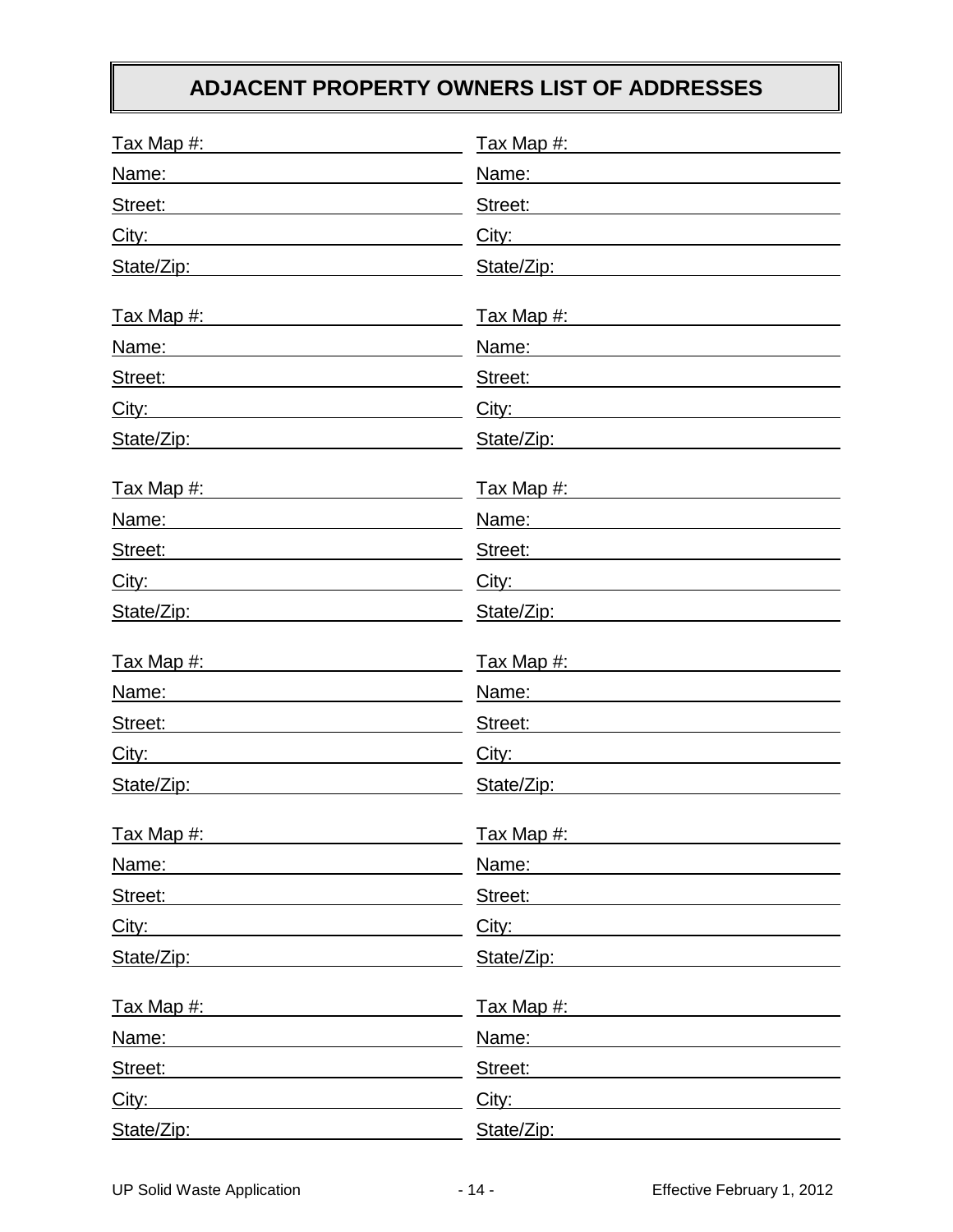# ADJACENT PROPERTY OWNERS LIST OF ADDRESSES

Tax Map #: \_\_\_\_\_\_\_\_\_\_\_\_\_\_\_\_\_\_\_\_\_\_\_\_ Tax Map #: \_\_\_\_\_\_\_\_\_\_\_\_\_\_\_\_\_\_\_\_\_\_\_\_
Name: \_\_\_\_\_\_\_\_\_\_\_\_\_\_\_\_\_\_\_\_\_\_\_\_ Name: \_\_\_\_\_\_\_\_\_\_\_\_\_\_\_\_\_\_\_\_\_\_\_\_
Street: \_\_\_\_\_\_\_\_\_\_\_\_\_\_\_\_\_\_\_\_\_\_\_\_ Street: \_\_\_\_\_\_\_\_\_\_\_\_\_\_\_\_\_\_\_\_\_\_\_\_
City: \_\_\_\_\_\_\_\_\_\_\_\_\_\_\_\_\_\_\_\_\_\_\_\_ City: \_\_\_\_\_\_\_\_\_\_\_\_\_\_\_\_\_\_\_\_\_\_\_\_
State/Zip: \_\_\_\_\_\_\_\_\_\_\_\_\_\_\_\_\_\_\_\_\_\_\_\_ State/Zip: \_\_\_\_\_\_\_\_\_\_\_\_\_\_\_\_\_\_\_\_\_\_\_\_

Tax Map #: \_\_\_\_\_\_\_\_\_\_\_\_\_\_\_\_\_\_\_\_\_\_\_\_ Tax Map #: \_\_\_\_\_\_\_\_\_\_\_\_\_\_\_\_\_\_\_\_\_\_\_\_
Name: \_\_\_\_\_\_\_\_\_\_\_\_\_\_\_\_\_\_\_\_\_\_\_\_ Name: \_\_\_\_\_\_\_\_\_\_\_\_\_\_\_\_\_\_\_\_\_\_\_\_
Street: \_\_\_\_\_\_\_\_\_\_\_\_\_\_\_\_\_\_\_\_\_\_\_\_ Street: \_\_\_\_\_\_\_\_\_\_\_\_\_\_\_\_\_\_\_\_\_\_\_\_
City: \_\_\_\_\_\_\_\_\_\_\_\_\_\_\_\_\_\_\_\_\_\_\_\_ City: \_\_\_\_\_\_\_\_\_\_\_\_\_\_\_\_\_\_\_\_\_\_\_\_
State/Zip: \_\_\_\_\_\_\_\_\_\_\_\_\_\_\_\_\_\_\_\_\_\_\_\_ State/Zip: \_\_\_\_\_\_\_\_\_\_\_\_\_\_\_\_\_\_\_\_\_\_\_\_

Tax Map #: \_\_\_\_\_\_\_\_\_\_\_\_\_\_\_\_\_\_\_\_\_\_\_\_ Tax Map #: \_\_\_\_\_\_\_\_\_\_\_\_\_\_\_\_\_\_\_\_\_\_\_\_
Name: \_\_\_\_\_\_\_\_\_\_\_\_\_\_\_\_\_\_\_\_\_\_\_\_ Name: \_\_\_\_\_\_\_\_\_\_\_\_\_\_\_\_\_\_\_\_\_\_\_\_
Street: \_\_\_\_\_\_\_\_\_\_\_\_\_\_\_\_\_\_\_\_\_\_\_\_ Street: \_\_\_\_\_\_\_\_\_\_\_\_\_\_\_\_\_\_\_\_\_\_\_\_
City: \_\_\_\_\_\_\_\_\_\_\_\_\_\_\_\_\_\_\_\_\_\_\_\_ City: \_\_\_\_\_\_\_\_\_\_\_\_\_\_\_\_\_\_\_\_\_\_\_\_
State/Zip: \_\_\_\_\_\_\_\_\_\_\_\_\_\_\_\_\_\_\_\_\_\_\_\_ State/Zip: \_\_\_\_\_\_\_\_\_\_\_\_\_\_\_\_\_\_\_\_\_\_\_\_

Tax Map #: \_\_\_\_\_\_\_\_\_\_\_\_\_\_\_\_\_\_\_\_\_\_\_\_ Tax Map #: \_\_\_\_\_\_\_\_\_\_\_\_\_\_\_\_\_\_\_\_\_\_\_\_
Name: \_\_\_\_\_\_\_\_\_\_\_\_\_\_\_\_\_\_\_\_\_\_\_\_ Name: \_\_\_\_\_\_\_\_\_\_\_\_\_\_\_\_\_\_\_\_\_\_\_\_
Street: \_\_\_\_\_\_\_\_\_\_\_\_\_\_\_\_\_\_\_\_\_\_\_\_ Street: \_\_\_\_\_\_\_\_\_\_\_\_\_\_\_\_\_\_\_\_\_\_\_\_
City: \_\_\_\_\_\_\_\_\_\_\_\_\_\_\_\_\_\_\_\_\_\_\_\_ City: \_\_\_\_\_\_\_\_\_\_\_\_\_\_\_\_\_\_\_\_\_\_\_\_
State/Zip: \_\_\_\_\_\_\_\_\_\_\_\_\_\_\_\_\_\_\_\_\_\_\_\_ State/Zip: \_\_\_\_\_\_\_\_\_\_\_\_\_\_\_\_\_\_\_\_\_\_\_\_

Tax Map #: \_\_\_\_\_\_\_\_\_\_\_\_\_\_\_\_\_\_\_\_\_\_\_\_ Tax Map #: \_\_\_\_\_\_\_\_\_\_\_\_\_\_\_\_\_\_\_\_\_\_\_\_
Name: \_\_\_\_\_\_\_\_\_\_\_\_\_\_\_\_\_\_\_\_\_\_\_\_ Name: \_\_\_\_\_\_\_\_\_\_\_\_\_\_\_\_\_\_\_\_\_\_\_\_
Street: \_\_\_\_\_\_\_\_\_\_\_\_\_\_\_\_\_\_\_\_\_\_\_\_ Street: \_\_\_\_\_\_\_\_\_\_\_\_\_\_\_\_\_\_\_\_\_\_\_\_
City: \_\_\_\_\_\_\_\_\_\_\_\_\_\_\_\_\_\_\_\_\_\_\_\_ City: \_\_\_\_\_\_\_\_\_\_\_\_\_\_\_\_\_\_\_\_\_\_\_\_
State/Zip: \_\_\_\_\_\_\_\_\_\_\_\_\_\_\_\_\_\_\_\_\_\_\_\_ State/Zip: \_\_\_\_\_\_\_\_\_\_\_\_\_\_\_\_\_\_\_\_\_\_\_\_

Tax Map #: \_\_\_\_\_\_\_\_\_\_\_\_\_\_\_\_\_\_\_\_\_\_\_\_ Tax Map #: \_\_\_\_\_\_\_\_\_\_\_\_\_\_\_\_\_\_\_\_\_\_\_\_
Name: \_\_\_\_\_\_\_\_\_\_\_\_\_\_\_\_\_\_\_\_\_\_\_\_ Name: \_\_\_\_\_\_\_\_\_\_\_\_\_\_\_\_\_\_\_\_\_\_\_\_
Street: \_\_\_\_\_\_\_\_\_\_\_\_\_\_\_\_\_\_\_\_\_\_\_\_ Street: \_\_\_\_\_\_\_\_\_\_\_\_\_\_\_\_\_\_\_\_\_\_\_\_
City: \_\_\_\_\_\_\_\_\_\_\_\_\_\_\_\_\_\_\_\_\_\_\_\_ City: \_\_\_\_\_\_\_\_\_\_\_\_\_\_\_\_\_\_\_\_\_\_\_\_
State/Zip: \_\_\_\_\_\_\_\_\_\_\_\_\_\_\_\_\_\_\_\_\_\_\_\_ State/Zip: \_\_\_\_\_\_\_\_\_\_\_\_\_\_\_\_\_\_\_\_\_\_\_\_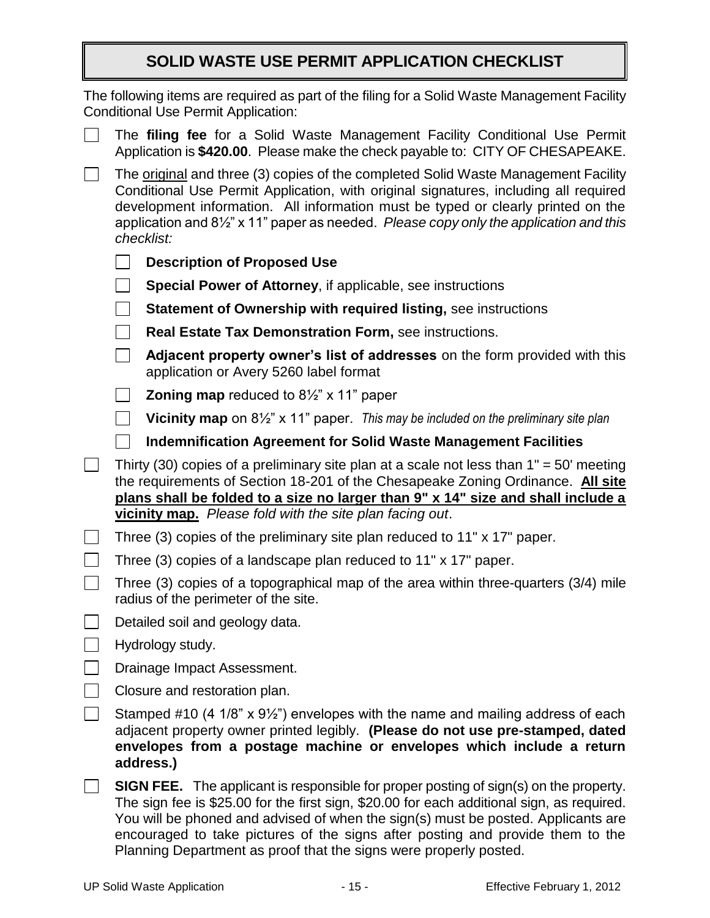# SOLID WASTE USE PERMIT APPLICATION CHECKLIST

The following items are required as part of the filing for a Solid Waste Management Facility Conditional Use Permit Application:

- [ ] The **filing fee** for a Solid Waste Management Facility Conditional Use Permit Application is **$420.00**. Please make the check payable to: CITY OF CHESAPEAKE.
- [ ] The <u>original</u> and three (3) copies of the completed Solid Waste Management Facility Conditional Use Permit Application, with original signatures, including all required development information. All information must be typed or clearly printed on the application and 8½" x 11" paper as needed. *Please copy only the application and this checklist:*
  - [ ] **Description of Proposed Use**
  - [ ] **Special Power of Attorney**, if applicable, see instructions
  - [ ] **Statement of Ownership with required listing,** see instructions
  - [ ] **Real Estate Tax Demonstration Form,** see instructions.
  - [ ] **Adjacent property owner's list of addresses** on the form provided with this application or Avery 5260 label format
  - [ ] **Zoning map** reduced to 8½" x 11" paper
  - [ ] **Vicinity map** on 8½" x 11" paper. *This may be included on the preliminary site plan*
  - [ ] **Indemnification Agreement for Solid Waste Management Facilities**
- [ ] Thirty (30) copies of a preliminary site plan at a scale not less than 1" = 50' meeting the requirements of Section 18-201 of the Chesapeake Zoning Ordinance. **<u>All site plans shall be folded to a size no larger than 9" x 14" size and shall include a vicinity map.</u>** *Please fold with the site plan facing out*.
- [ ] Three (3) copies of the preliminary site plan reduced to 11" x 17" paper.
- [ ] Three (3) copies of a landscape plan reduced to 11" x 17" paper.
- [ ] Three (3) copies of a topographical map of the area within three-quarters (3/4) mile radius of the perimeter of the site.
- [ ] Detailed soil and geology data.
- [ ] Hydrology study.
- [ ] Drainage Impact Assessment.
- [ ] Closure and restoration plan.
- [ ] Stamped #10 (4 1/8" x 9½") envelopes with the name and mailing address of each adjacent property owner printed legibly. **(Please do not use pre-stamped, dated envelopes from a postage machine or envelopes which include a return address.)**
- [ ] **SIGN FEE.** The applicant is responsible for proper posting of sign(s) on the property. The sign fee is $25.00 for the first sign, $20.00 for each additional sign, as required. You will be phoned and advised of when the sign(s) must be posted. Applicants are encouraged to take pictures of the signs after posting and provide them to the Planning Department as proof that the signs were properly posted.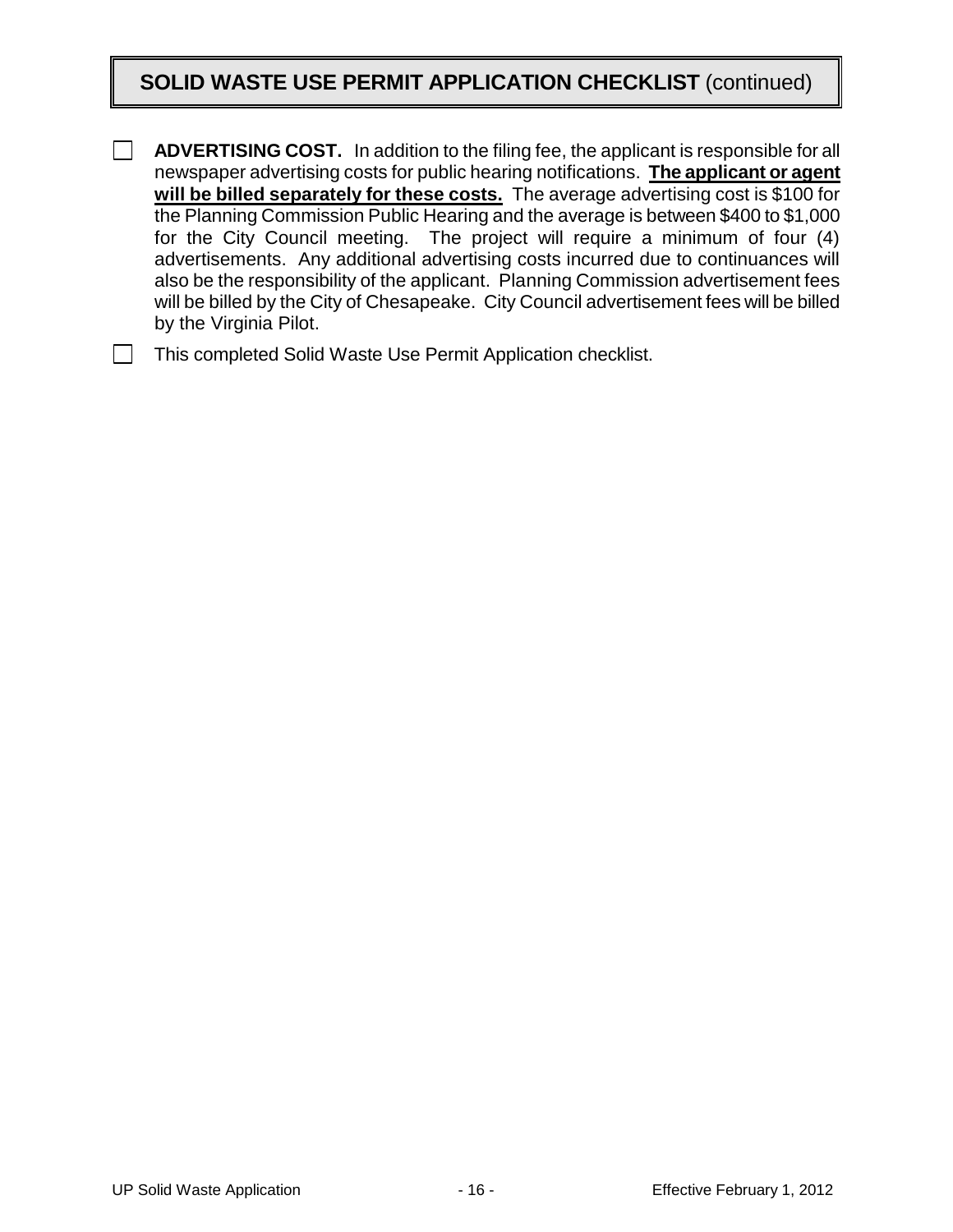## **SOLID WASTE USE PERMIT APPLICATION CHECKLIST** (continued)

- [ ] **ADVERTISING COST.** In addition to the filing fee, the applicant is responsible for all newspaper advertising costs for public hearing notifications. **<u>The applicant or agent will be billed separately for these costs.</u>** The average advertising cost is $100 for the Planning Commission Public Hearing and the average is between $400 to $1,000 for the City Council meeting. The project will require a minimum of four (4) advertisements. Any additional advertising costs incurred due to continuances will also be the responsibility of the applicant. Planning Commission advertisement fees will be billed by the City of Chesapeake. City Council advertisement fees will be billed by the Virginia Pilot.
- [ ] This completed Solid Waste Use Permit Application checklist.